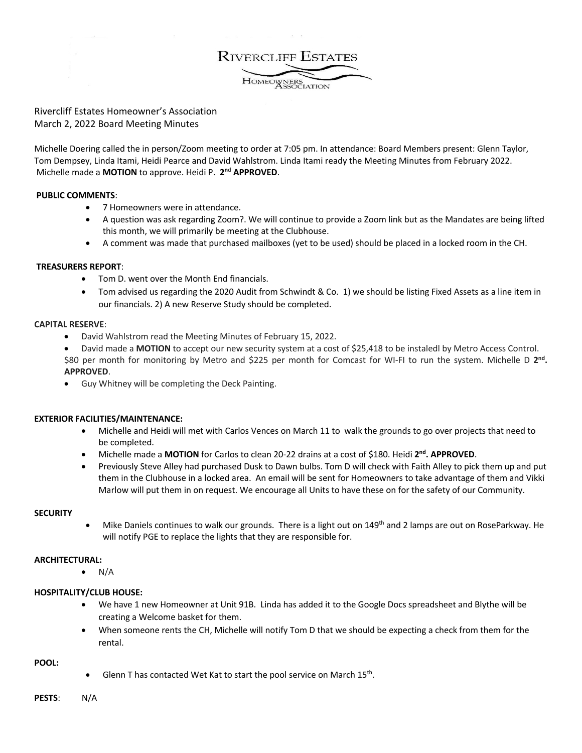# Rivercliff Estates

Homeowners Association

Rivercliff Estates Homeowner's Association
March 2, 2022 Board Meeting Minutes

Michelle Doering called the in person/Zoom meeting to order at 7:05 pm. In attendance: Board Members present: Glenn Taylor, Tom Dempsey, Linda Itami, Heidi Pearce and David Wahlstrom. Linda Itami ready the Meeting Minutes from February 2022. Michelle made a **MOTION** to approve. Heidi P. **2nd APPROVED**.

**PUBLIC COMMENTS**:

- 7 Homeowners were in attendance.
- A question was ask regarding Zoom?. We will continue to provide a Zoom link but as the Mandates are being lifted this month, we will primarily be meeting at the Clubhouse.
- A comment was made that purchased mailboxes (yet to be used) should be placed in a locked room in the CH.

**TREASURERS REPORT**:

- Tom D. went over the Month End financials.
- Tom advised us regarding the 2020 Audit from Schwindt & Co. 1) we should be listing Fixed Assets as a line item in our financials. 2) A new Reserve Study should be completed.

**CAPITAL RESERVE**:

- David Wahlstrom read the Meeting Minutes of February 15, 2022.
- David made a **MOTION** to accept our new security system at a cost of $25,418 to be instaledl by Metro Access Control. $80 per month for monitoring by Metro and $225 per month for Comcast for WI-FI to run the system. Michelle D **2nd. APPROVED**.
- Guy Whitney will be completing the Deck Painting.

**EXTERIOR FACILITIES/MAINTENANCE:**

- Michelle and Heidi will met with Carlos Vences on March 11 to walk the grounds to go over projects that need to be completed.
- Michelle made a **MOTION** for Carlos to clean 20-22 drains at a cost of $180. Heidi **2nd. APPROVED**.
- Previously Steve Alley had purchased Dusk to Dawn bulbs. Tom D will check with Faith Alley to pick them up and put them in the Clubhouse in a locked area. An email will be sent for Homeowners to take advantage of them and Vikki Marlow will put them in on request. We encourage all Units to have these on for the safety of our Community.

**SECURITY**

- Mike Daniels continues to walk our grounds. There is a light out on 149th and 2 lamps are out on RoseParkway. He will notify PGE to replace the lights that they are responsible for.

**ARCHITECTURAL:**

- N/A

**HOSPITALITY/CLUB HOUSE:**

- We have 1 new Homeowner at Unit 91B. Linda has added it to the Google Docs spreadsheet and Blythe will be creating a Welcome basket for them.
- When someone rents the CH, Michelle will notify Tom D that we should be expecting a check from them for the rental.

**POOL:**

- Glenn T has contacted Wet Kat to start the pool service on March 15th.

**PESTS**: N/A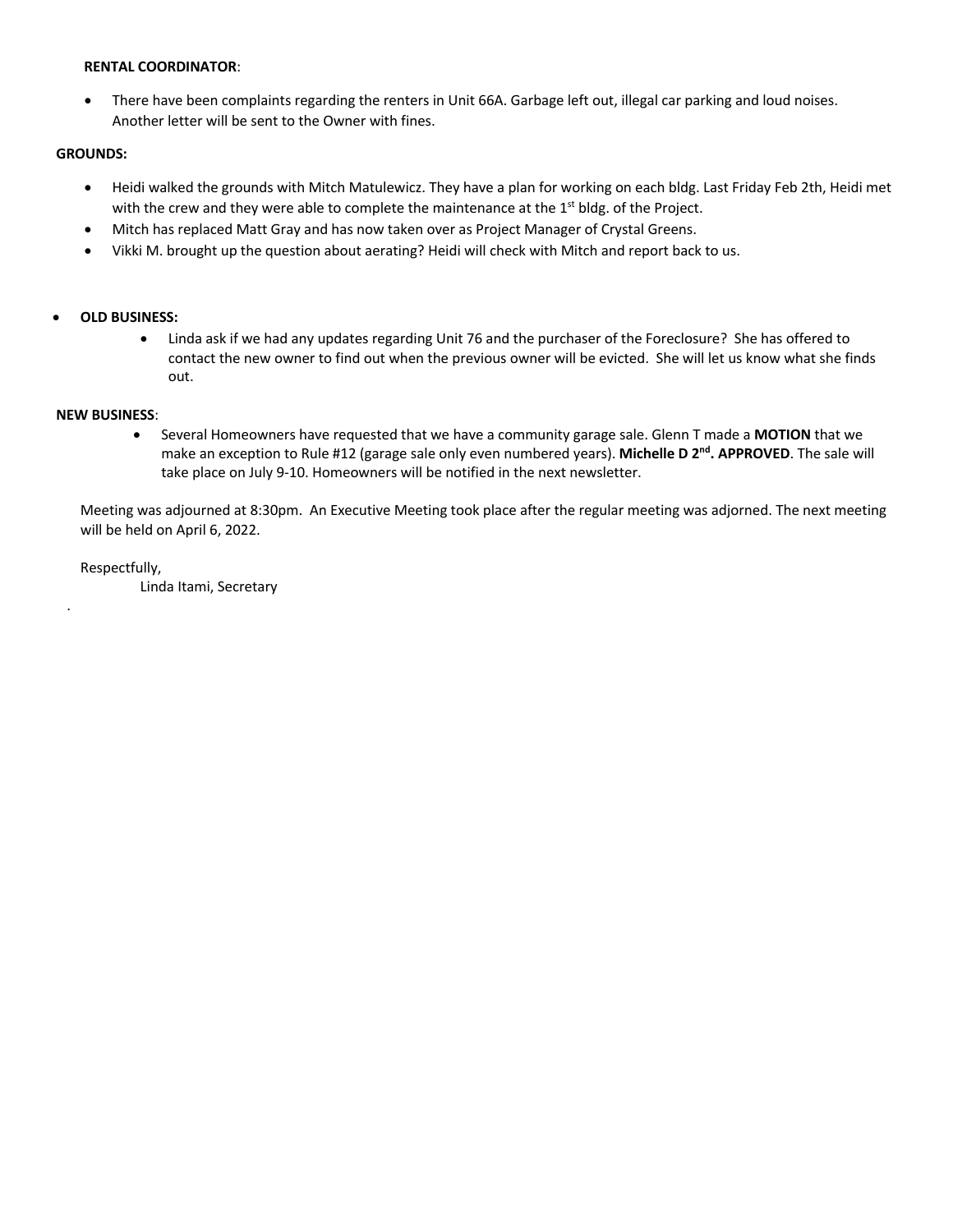**RENTAL COORDINATOR**:

- There have been complaints regarding the renters in Unit 66A. Garbage left out, illegal car parking and loud noises. Another letter will be sent to the Owner with fines.

**GROUNDS:**

- Heidi walked the grounds with Mitch Matulewicz. They have a plan for working on each bldg. Last Friday Feb 2th, Heidi met with the crew and they were able to complete the maintenance at the 1st bldg. of the Project.
- Mitch has replaced Matt Gray and has now taken over as Project Manager of Crystal Greens.
- Vikki M. brought up the question about aerating? Heidi will check with Mitch and report back to us.

- **OLD BUSINESS:**
  - Linda ask if we had any updates regarding Unit 76 and the purchaser of the Foreclosure? She has offered to contact the new owner to find out when the previous owner will be evicted. She will let us know what she finds out.

**NEW BUSINESS**:

- Several Homeowners have requested that we have a community garage sale. Glenn T made a **MOTION** that we make an exception to Rule #12 (garage sale only even numbered years). **Michelle D 2nd. APPROVED**. The sale will take place on July 9-10. Homeowners will be notified in the next newsletter.

Meeting was adjourned at 8:30pm. An Executive Meeting took place after the regular meeting was adjorned. The next meeting will be held on April 6, 2022.

Respectfully,

Linda Itami, Secretary